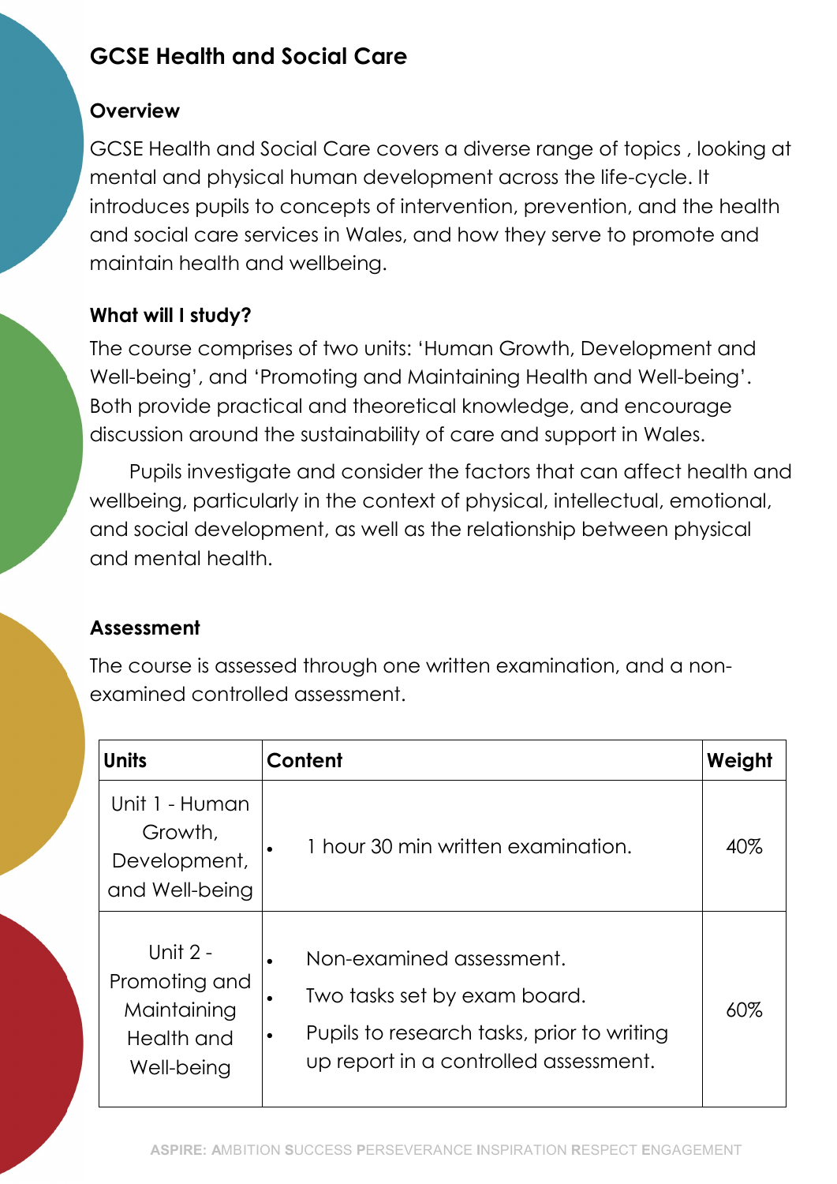# GCSE Health and Social Care

## Overview

GCSE Health and Social Care covers a diverse range of topics , looking at mental and physical human development across the life-cycle. It introduces pupils to concepts of intervention, prevention, and the health and social care services in Wales, and how they serve to promote and maintain health and wellbeing.

## What will I study?

The course comprises of two units: 'Human Growth, Development and Well-being', and 'Promoting and Maintaining Health and Well-being'. Both provide practical and theoretical knowledge, and encourage discussion around the sustainability of care and support in Wales.

Pupils investigate and consider the factors that can affect health and wellbeing, particularly in the context of physical, intellectual, emotional, and social development, as well as the relationship between physical and mental health.

## Assessment

The course is assessed through one written examination, and a non-examined controlled assessment.

| Units | Content | Weight |
| --- | --- | --- |
| Unit 1 - Human Growth, Development, and Well-being | • 1 hour 30 min written examination. | 40% |
| Unit 2 - Promoting and Maintaining Health and Well-being | • Non-examined assessment.<br>• Two tasks set by exam board.<br>• Pupils to research tasks, prior to writing up report in a controlled assessment. | 60% |

**ASPIRE:** **A**MBITION **S**UCCESS **P**ERSEVERANCE **I**NSPIRATION **R**ESPECT **E**NGAGEMENT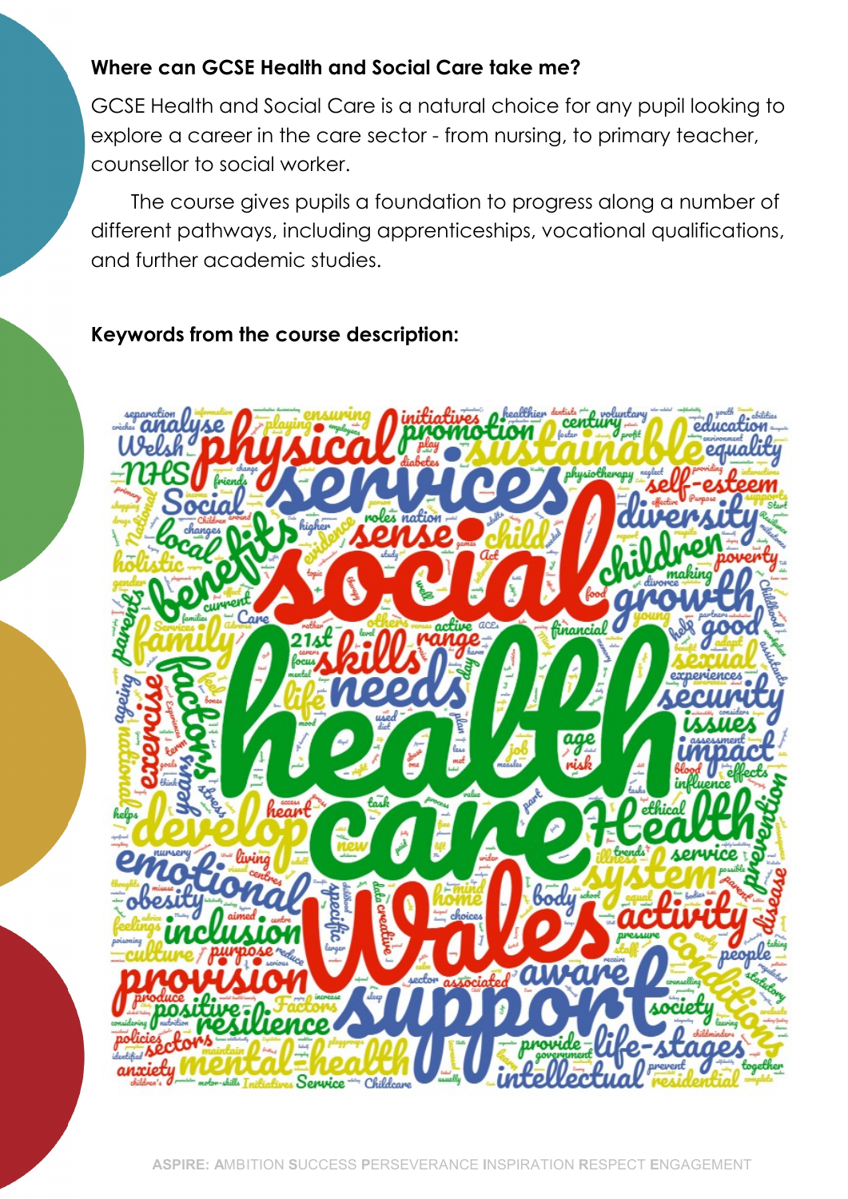**Where can GCSE Health and Social Care take me?**

GCSE Health and Social Care is a natural choice for any pupil looking to explore a career in the care sector - from nursing, to primary teacher, counsellor to social worker.

The course gives pupils a foundation to progress along a number of different pathways, including apprenticeships, vocational qualifications, and further academic studies.

**Keywords from the course description:**

ASPIRE: AMBITION SUCCESS PERSEVERANCE INSPIRATION RESPECT ENGAGEMENT